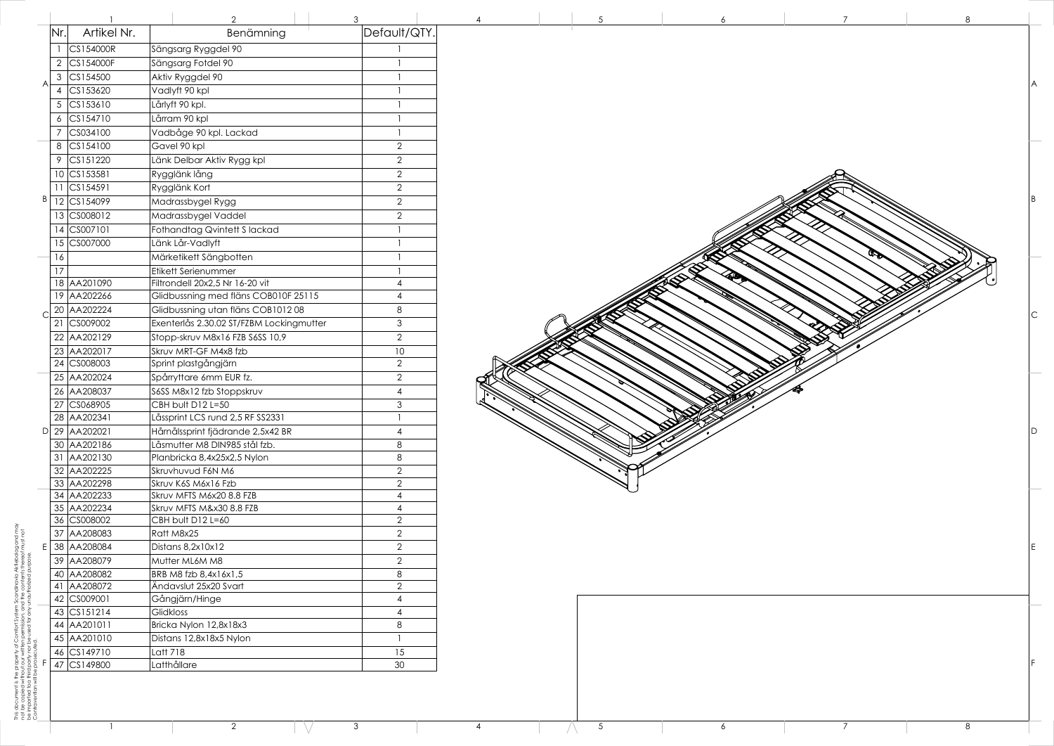| Nr. | Artikel Nr. | Benämning | Default/QTY. |
|---|---|---|---|
| 1 | CS154000R | Sängsarg Ryggdel 90 | 1 |
| 2 | CS154000F | Sängsarg Fotdel 90 | 1 |
| 3 | CS154500 | Aktiv Ryggdel 90 | 1 |
| 4 | CS153620 | Vadlyft 90 kpl | 1 |
| 5 | CS153610 | Lårlyft 90 kpl. | 1 |
| 6 | CS154710 | Lårram 90 kpl | 1 |
| 7 | CS034100 | Vadbåge 90 kpl. Lackad | 1 |
| 8 | CS154100 | Gavel 90 kpl | 2 |
| 9 | CS151220 | Länk Delbar Aktiv Rygg kpl | 2 |
| 10 | CS153581 | Rygglänk lång | 2 |
| 11 | CS154591 | Rygglänk Kort | 2 |
| 12 | CS154099 | Madrassbygel Rygg | 2 |
| 13 | CS008012 | Madrassbygel Vaddel | 2 |
| 14 | CS007101 | Fothandtag Qvintett S lackad | 1 |
| 15 | CS007000 | Länk Lår-Vadlyft | 1 |
| 16 | | Märketikett Sängbotten | 1 |
| 17 | | Etikett Serienummer | 1 |
| 18 | AA201090 | Filtrondell 20x2,5 Nr 16-20 vit | 4 |
| 19 | AA202266 | Glidbussning med fläns COB010F 25115 | 4 |
| 20 | AA202224 | Glidbussning utan fläns COB1012 08 | 8 |
| 21 | CS009002 | Exenterlås 2.30.02 ST/FZBM Lockingmutter | 3 |
| 22 | AA202129 | Stopp-skruv M8x16 FZB S6SS 10,9 | 2 |
| 23 | AA202017 | Skruv MRT-GF M4x8 fzb | 10 |
| 24 | CS008003 | Sprint plastgångjärn | 2 |
| 25 | AA202024 | Spårryttare 6mm EUR fz. | 2 |
| 26 | AA208037 | S6SS M8x12 fzb Stoppskruv | 4 |
| 27 | CS068905 | CBH bult D12 L=50 | 3 |
| 28 | AA202341 | Låssprint LCS rund 2,5 RF SS2331 | 1 |
| 29 | AA202021 | Hårnålssprint fjädrande 2,5x42 BR | 4 |
| 30 | AA202186 | Låsmutter M8 DIN985 stål fzb. | 8 |
| 31 | AA202130 | Planbricka 8,4x25x2,5 Nylon | 8 |
| 32 | AA202225 | Skruvhuvud F6N M6 | 2 |
| 33 | AA202298 | Skruv K6S M6x16 Fzb | 2 |
| 34 | AA202233 | Skruv MFTS M6x20 8.8 FZB | 4 |
| 35 | AA202234 | Skruv MFTS M&x30 8.8 FZB | 4 |
| 36 | CS008002 | CBH bult D12 L=60 | 2 |
| 37 | AA208083 | Ratt M8x25 | 2 |
| 38 | AA208084 | Distans 8,2x10x12 | 2 |
| 39 | AA208079 | Mutter ML6M M8 | 2 |
| 40 | AA208082 | BRB M8 fzb 8,4x16x1,5 | 8 |
| 41 | AA208072 | Ändavslut 25x20 Svart | 2 |
| 42 | CS009001 | Gångjärn/Hinge | 4 |
| 43 | CS151214 | Glidkloss | 4 |
| 44 | AA201011 | Bricka Nylon 12,8x18x3 | 8 |
| 45 | AA201010 | Distans 12,8x18x5 Nylon | 1 |
| 46 | CS149710 | Latt 718 | 15 |
| 47 | CS149800 | Latthållare | 30 |

This document is the property of Comfort System Scandinavia Aktiebolag and may not be copied without our written permission, and the contents thereof must not be imparted to a third party nor be used for any unauthorized purpose. Contravention will be prosecuted.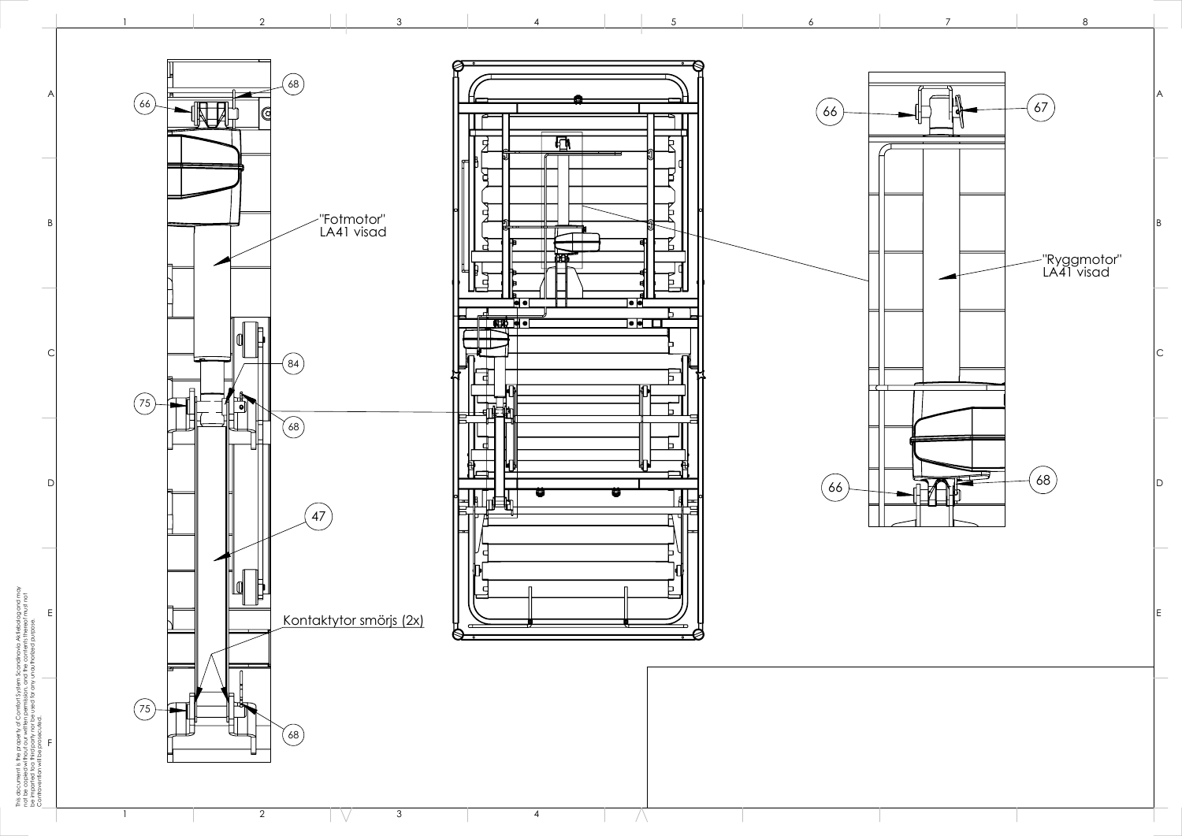"Fotmotor"
LA41 visad

"Ryggmotor"
LA41 visad

Kontaktytor smörjs (2x)

66
68
84
75
68
47
75
68
66
67
66
68

This document is the property of Comfort System Scandinavia AB Kebabbg and may not be copied without our written permission, and the contents thereof must not be imparted to a third party nor be used for any unauthorized purpose. Contravention will be prosecuted.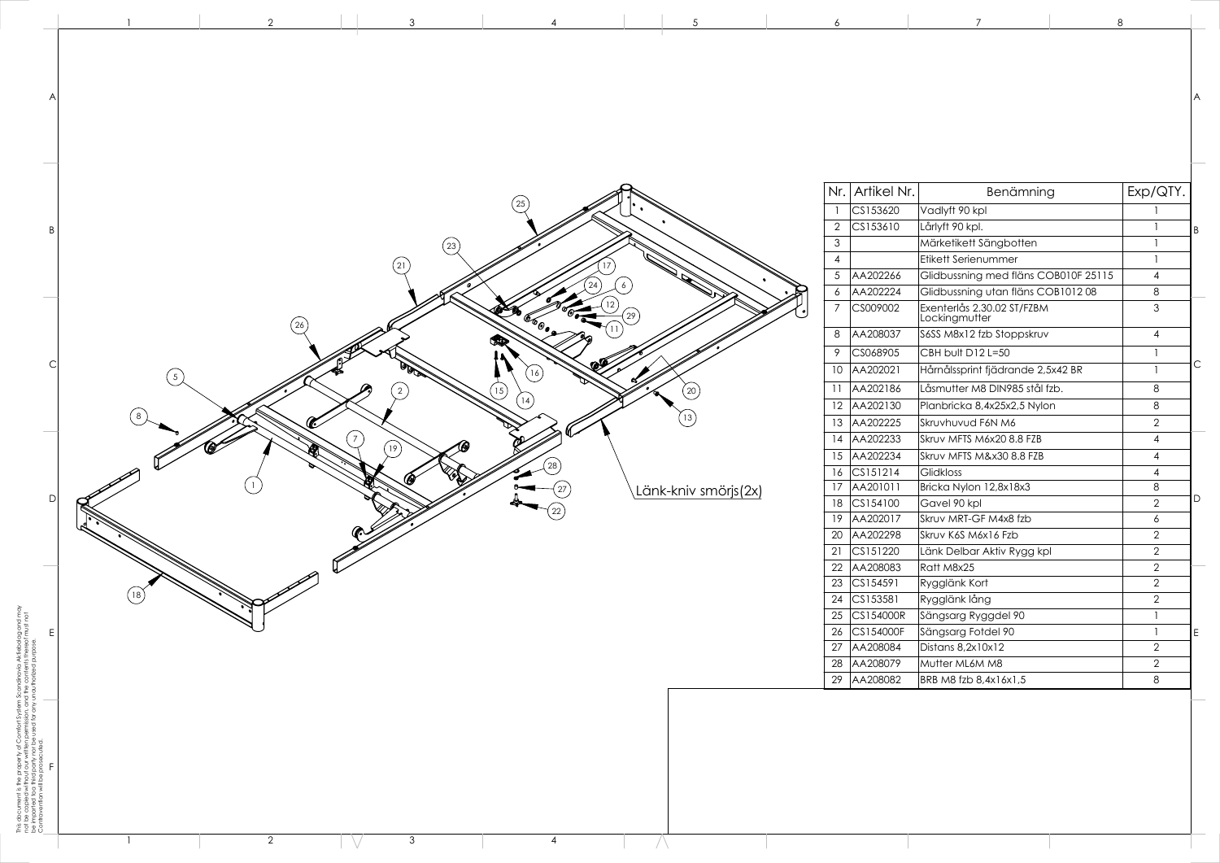Länk-kniv smörjs(2x)

| Nr. | Artikel Nr. | Benämning | Exp/QTY. |
|---|---|---|---|
| 1 | CS153620 | Vadlyft 90 kpl | 1 |
| 2 | CS153610 | Lårlyft 90 kpl. | 1 |
| 3 | | Märketikett Sängbotten | 1 |
| 4 | | Etikett Serienummer | 1 |
| 5 | AA202266 | Glidbussning med fläns COB010F 25115 | 4 |
| 6 | AA202224 | Glidbussning utan fläns COB1012 08 | 8 |
| 7 | CS009002 | Exenterlås 2.30.02 ST/FZBM Lockingmutter | 3 |
| 8 | AA208037 | S6SS M8x12 fzb Stoppskruv | 4 |
| 9 | CS068905 | CBH bult D12 L=50 | 1 |
| 10 | AA202021 | Hårnålssprint fjädrande 2,5x42 BR | 1 |
| 11 | AA202186 | Låsmutter M8 DIN985 stål fzb. | 8 |
| 12 | AA202130 | Planbricka 8,4x25x2,5 Nylon | 8 |
| 13 | AA202225 | Skruvhuvud F6N M6 | 2 |
| 14 | AA202233 | Skruv MFTS M6x20 8.8 FZB | 4 |
| 15 | AA202234 | Skruv MFTS M&x30 8.8 FZB | 4 |
| 16 | CS151214 | Glidkloss | 4 |
| 17 | AA201011 | Bricka Nylon 12,8x18x3 | 8 |
| 18 | CS154100 | Gavel 90 kpl | 2 |
| 19 | AA202017 | Skruv MRT-GF M4x8 fzb | 6 |
| 20 | AA202298 | Skruv K6S M6x16 Fzb | 2 |
| 21 | CS151220 | Länk Delbar Aktiv Rygg kpl | 2 |
| 22 | AA208083 | Ratt M8x25 | 2 |
| 23 | CS154591 | Rygglänk Kort | 2 |
| 24 | CS153581 | Rygglänk lång | 2 |
| 25 | CS154000R | Sängsarg Ryggdel 90 | 1 |
| 26 | CS154000F | Sängsarg Fotdel 90 | 1 |
| 27 | AA208084 | Distans 8,2x10x12 | 2 |
| 28 | AA208079 | Mutter ML6M M8 | 2 |
| 29 | AA208082 | BRB M8 fzb 8,4x16x1,5 | 8 |

This document is the property of Comfort System Scandinavia Aktiebolag and may not be copied without our written permission, and the contents thereof must not be imparted to a third party nor be used for any unauthorized purpose. Contravention will be prosecuted.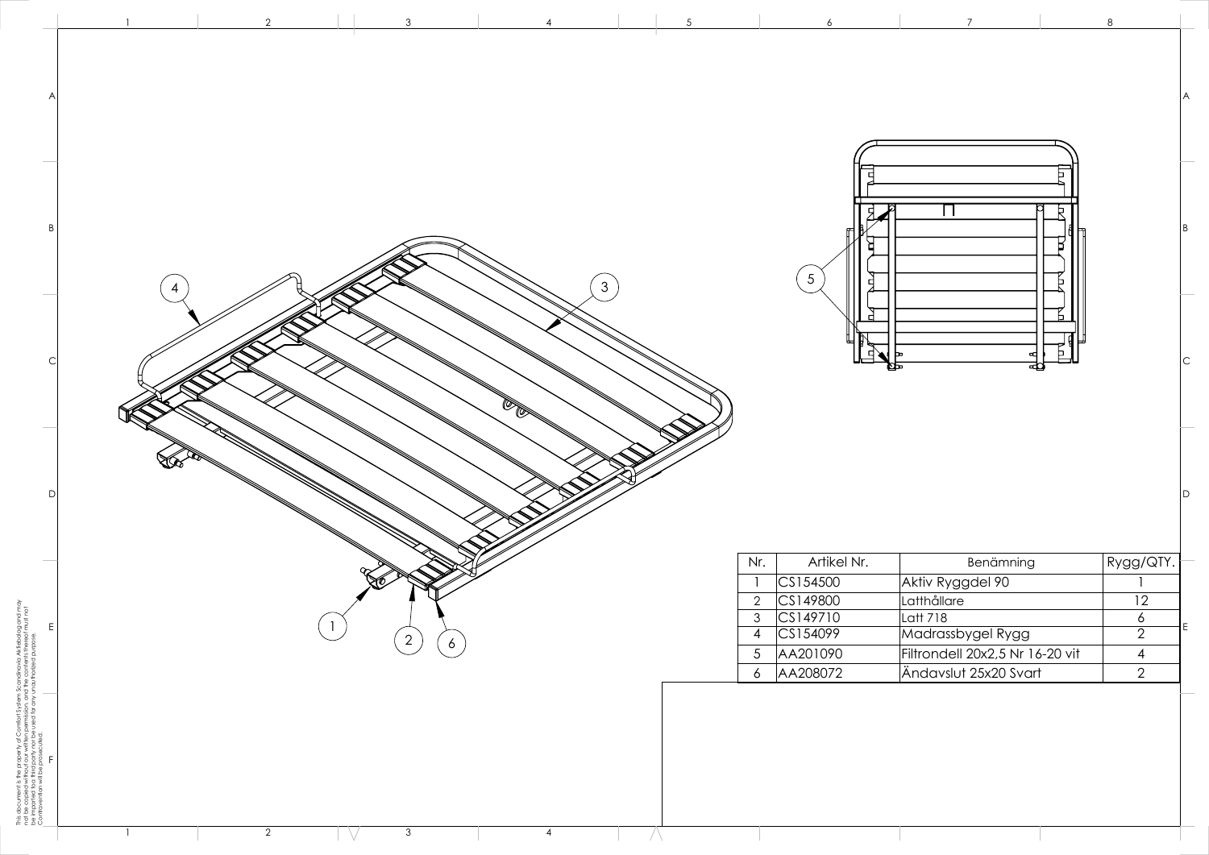| Nr. | Artikel Nr. | Benämning | Rygg/QTY. |
|---|---|---|---|
| 1 | CS154500 | Aktiv Ryggdel 90 | 1 |
| 2 | CS149800 | Latthållare | 12 |
| 3 | CS149710 | Latt 718 | 6 |
| 4 | CS154099 | Madrassbygel Rygg | 2 |
| 5 | AA201090 | Filtrondell 20x2,5 Nr 16-20 vit | 4 |
| 6 | AA208072 | Ändavslut 25x20 Svart | 2 |

This document is the property of Comfort System Scandinavia Aktiebolag and may not be copied without our written permission, and the contents thereof must not be imparted to a third party nor be used for any unauthorized purpose. Contravention will be prosecuted.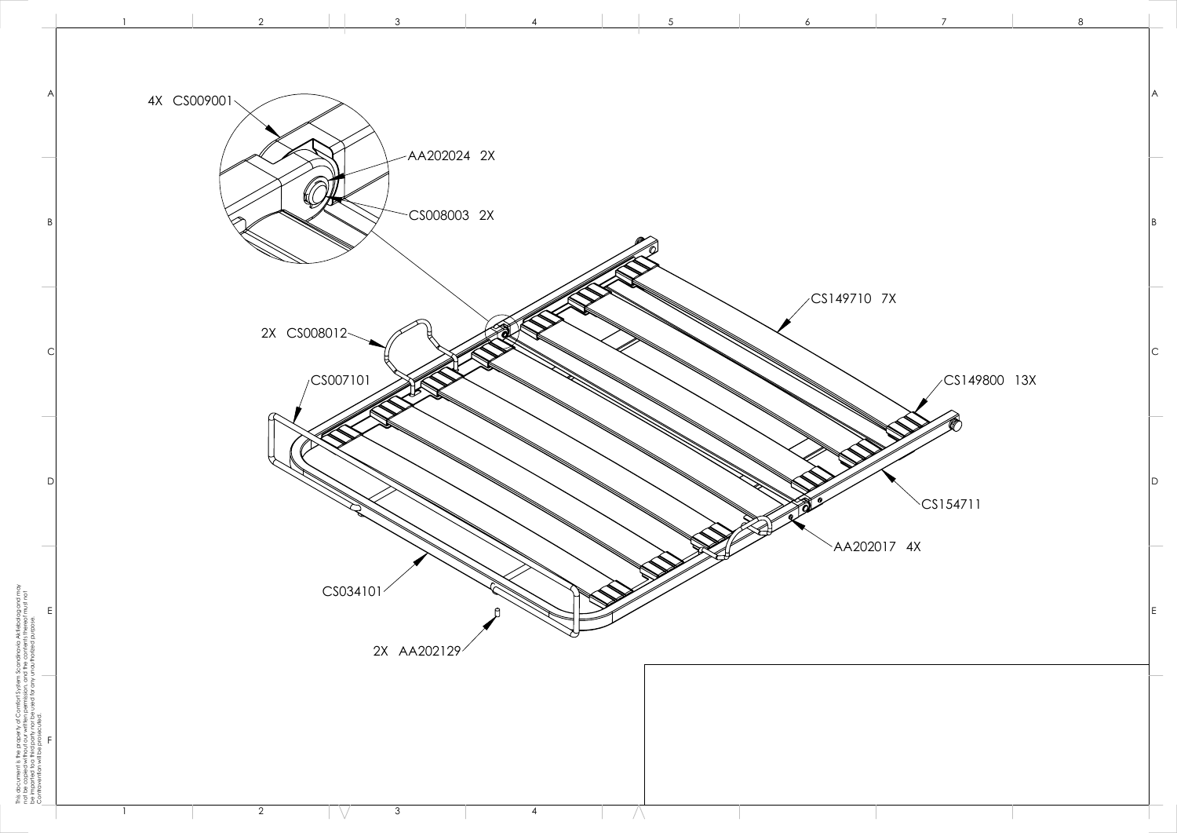4X CS009001

AA202024 2X

CS008003 2X

CS149710 7X

2X CS008012

CS007101

CS149800 13X

CS154711

AA202017 4X

CS034101

2X AA202129

This document is the property of Comfort System Scandinavia Aktiebolag and may not be copied without our written permission, and the contents thereof must not be imparted to a third party not be used for any unauthorized purpose. Contravention will be prosecuted.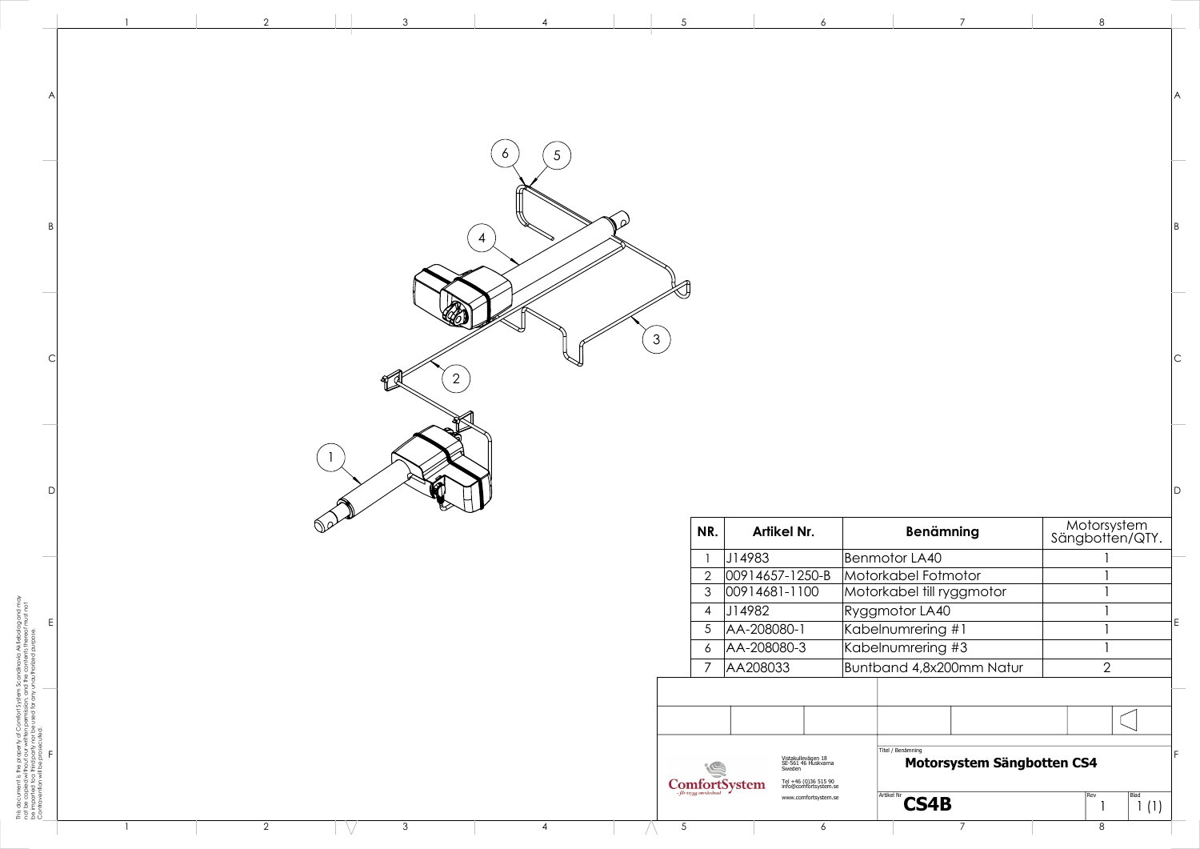| NR. | Artikel Nr. | Benämning | Motorsystem Sängbotten/QTY. |
|---|---|---|---|
| 1 | J14983 | Benmotor LA40 | 1 |
| 2 | 00914657-1250-B | Motorkabel Fotmotor | 1 |
| 3 | 00914681-1100 | Motorkabel till ryggmotor | 1 |
| 4 | J14982 | Ryggmotor LA40 | 1 |
| 5 | AA-208080-1 | Kabelnumrering #1 | 1 |
| 6 | AA-208080-3 | Kabelnumrering #3 | 1 |
| 7 | AA208033 | Buntband 4,8x200mm Natur | 2 |

ComfortSystem
– för trygg omvårdnad

Vistakullevägen 18
SE-561 46 Huskvarna
Sweden

Tel +46 (0)36 515 90
info@comfortsystem.se

www.comfortsystem.se

Titel / Benämning

**Motorsystem Sängbotten CS4**

Artikel Nr

**CS4B**

Rev: 1

Blad: 1 (1)

This document is the property of Comfort System Scandinavia Aktiebolag and may not be copied without our written permission, and the contents thereof must not be imparted to a third party nor be used for any unauthorized purpose. Contravention will be prosecuted.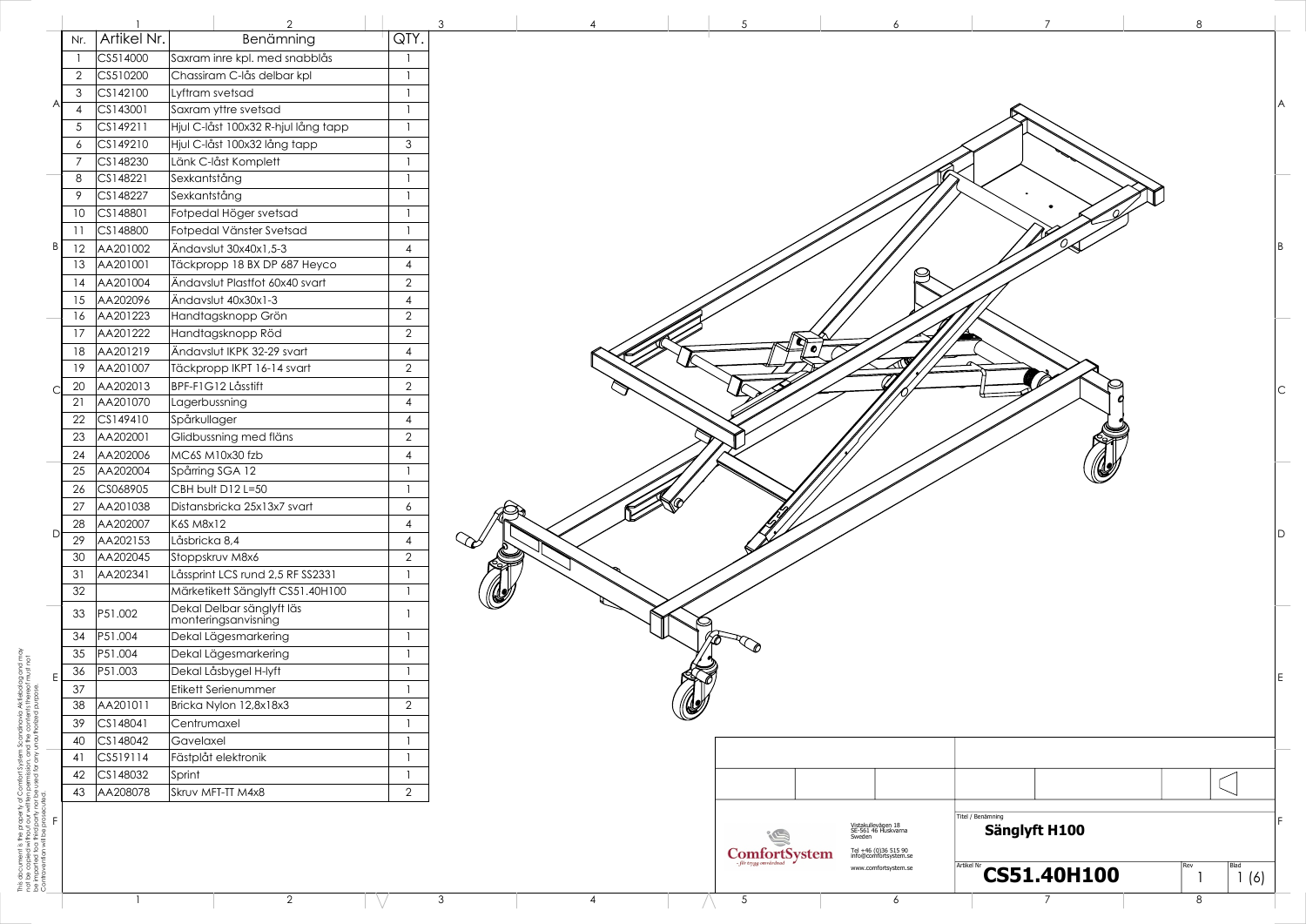| Nr. | Artikel Nr. | Benämning | QTY. |
|---|---|---|---|
| 1 | CS514000 | Saxram inre kpl. med snabblås | 1 |
| 2 | CS510200 | Chassiram C-lås delbar kpl | 1 |
| 3 | CS142100 | Lyftram svetsad | 1 |
| 4 | CS143001 | Saxram yttre svetsad | 1 |
| 5 | CS149211 | Hjul C-låst 100x32 R-hjul lång tapp | 1 |
| 6 | CS149210 | Hjul C-låst 100x32 lång tapp | 3 |
| 7 | CS148230 | Länk C-låst Komplett | 1 |
| 8 | CS148221 | Sexkantstång | 1 |
| 9 | CS148227 | Sexkantstång | 1 |
| 10 | CS148801 | Fotpedal Höger svetsad | 1 |
| 11 | CS148800 | Fotpedal Vänster Svetsad | 1 |
| 12 | AA201002 | Ändavslut 30x40x1,5-3 | 4 |
| 13 | AA201001 | Täckpropp 18 BX DP 687 Heyco | 4 |
| 14 | AA201004 | Ändavslut Plastfot 60x40 svart | 2 |
| 15 | AA202096 | Ändavslut 40x30x1-3 | 4 |
| 16 | AA201223 | Handtagsknopp Grön | 2 |
| 17 | AA201222 | Handtagsknopp Röd | 2 |
| 18 | AA201219 | Ändavslut IKPK 32-29 svart | 4 |
| 19 | AA201007 | Täckpropp IKPT 16-14 svart | 2 |
| 20 | AA202013 | BPF-F1G12 Låsstift | 2 |
| 21 | AA201070 | Lagerbussning | 4 |
| 22 | CS149410 | Spårkullager | 4 |
| 23 | AA202001 | Glidbussning med fläns | 2 |
| 24 | AA202006 | MC6S M10x30 fzb | 4 |
| 25 | AA202004 | Spårring SGA 12 | 1 |
| 26 | CS068905 | CBH bult D12 L=50 | 1 |
| 27 | AA201038 | Distansbricka 25x13x7 svart | 6 |
| 28 | AA202007 | K6S M8x12 | 4 |
| 29 | AA202153 | Låsbricka 8,4 | 4 |
| 30 | AA202045 | Stoppskruv M8x6 | 2 |
| 31 | AA202341 | Låssprint LCS rund 2,5 RF SS2331 | 1 |
| 32 | | Märketikett Sänglyft CS51.40H100 | 1 |
| 33 | P51.002 | Dekal Delbar sänglyft läs monteringsanvisning | 1 |
| 34 | P51.004 | Dekal Lägesmarkering | 1 |
| 35 | P51.004 | Dekal Lägesmarkering | 1 |
| 36 | P51.003 | Dekal Låsbygel H-lyft | 1 |
| 37 | | Etikett Serienummer | 1 |
| 38 | AA201011 | Bricka Nylon 12,8x18x3 | 2 |
| 39 | CS148041 | Centrumaxel | 1 |
| 40 | CS148042 | Gavelaxel | 1 |
| 41 | CS519114 | Fästplåt elektronik | 1 |
| 42 | CS148032 | Sprint | 1 |
| 43 | AA208078 | Skruv MFT-TT M4x8 | 2 |

This document is the property of ComfortSystem Scandinavia Aktiebolag and may not be copied without our written permission, and the contents thereof must not be imparted to a third party nor be used for any unauthorized purpose. Contravention will be prosecuted.

ComfortSystem – för trygg omvårdnad

Vistakullevägen 18
SE-561 46 Huskvarna
Sweden

Tel +46 (0)36 515 90
info@comfortsystem.se

www.comfortsystem.se

Titel / Benämning: **Sänglyft H100**

Artikel Nr: **CS51.40H100** | Rev: 1 | Blad: 1 (6)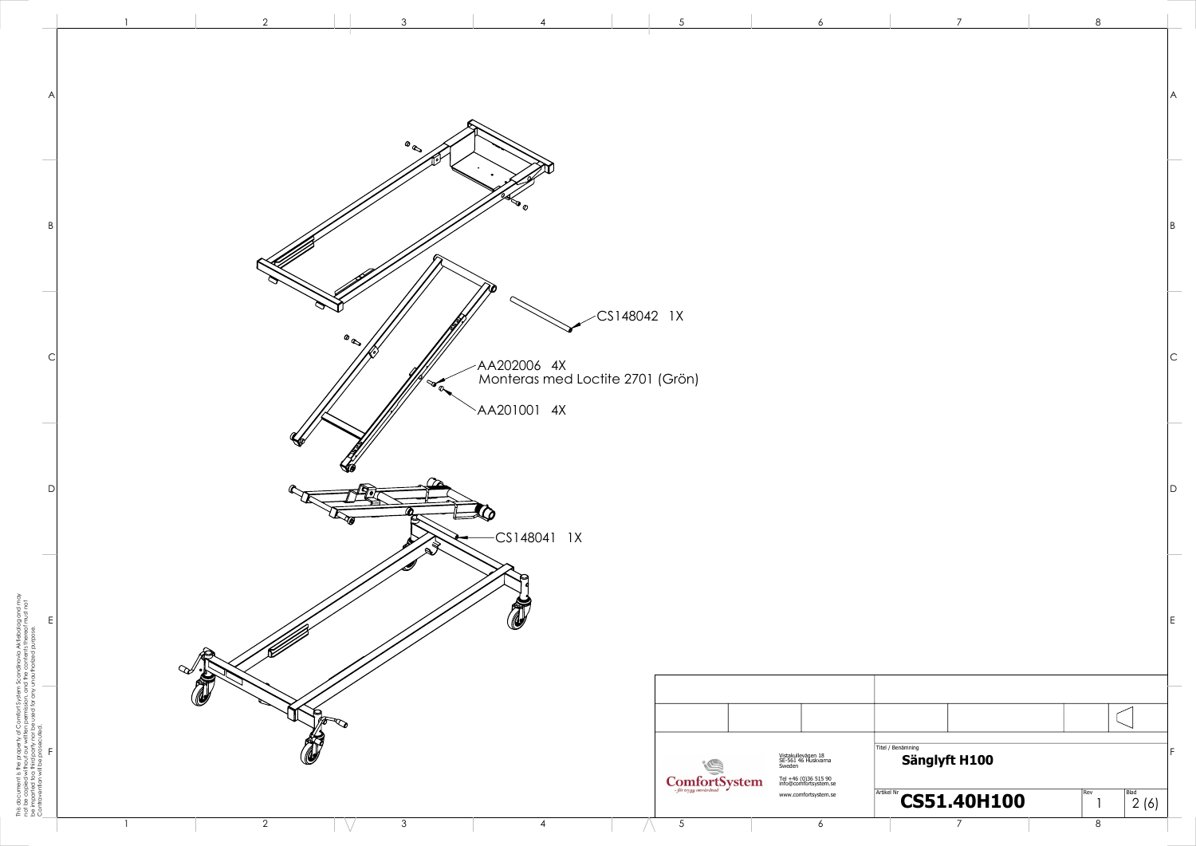CS148042 1X

AA202006 4X
Monteras med Loctite 2701 (Grön)

AA201001 4X

CS148041 1X

This document is the property of Comfort System Scandinavia Aktiebolag and may not be copied without our written permission, and the contents thereof must not be imparted to a third party nor be used for any unauthorized purpose. Contravention will be prosecuted.

ComfortSystem
- för trygg omvårdnad

Vistakullevägen 18
SE-561 46 Huskvarna
Sweden

Tel +46 (0)36 515 90
info@comfortsystem.se

www.comfortsystem.se

| Titel / Benämning | | |
|---|---|---|
| **Sänglyft H100** | | |
| **Artikel Nr** | **Rev** | **Blad** |
| **CS51.40H100** | 1 | 2 (6) |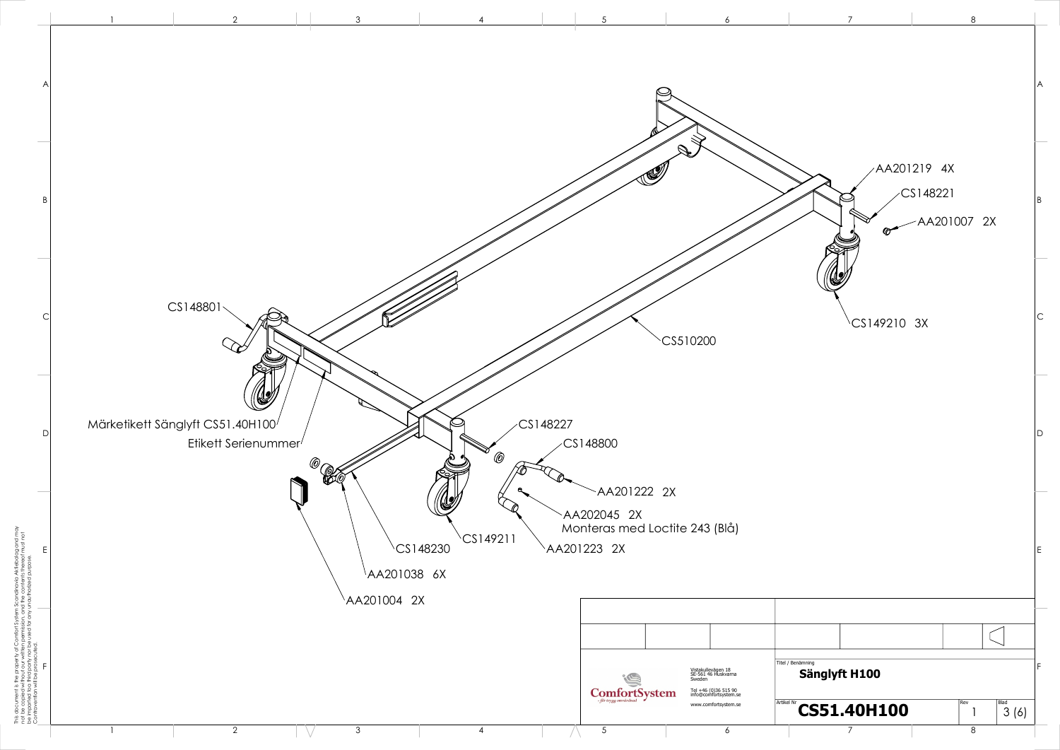AA201219 4X

CS148221

AA201007 2X

CS149210 3X

CS510200

CS148801

Märketikett Sänglyft CS51.40H100

Etikett Serienummer

CS148227

CS148800

AA201222 2X

AA202045 2X
Monteras med Loctite 243 (Blå)

AA201223 2X

CS149211

CS148230

AA201038 6X

AA201004 2X

ComfortSystem
*- för trygg omvårdnad*

Vistakullevägen 18
SE-561 46 Huskvarna
Sweden

Tel +46 (0)36 515 90
info@comfortsystem.se

www.comfortsystem.se

| Titel / Benämning | | |
|---|---|---|
| **Sänglyft H100** | | |
| **Artikel Nr** | **Rev** | **Blad** |
| **CS51.40H100** | 1 | 3 (6) |

This document is the property of Comfort System Scandinavia Aktiebolag and may not be copied without our written permission, and the contents thereof must not be imparted to a third party nor be used for any unauthorized purpose. Contravention will be prosecuted.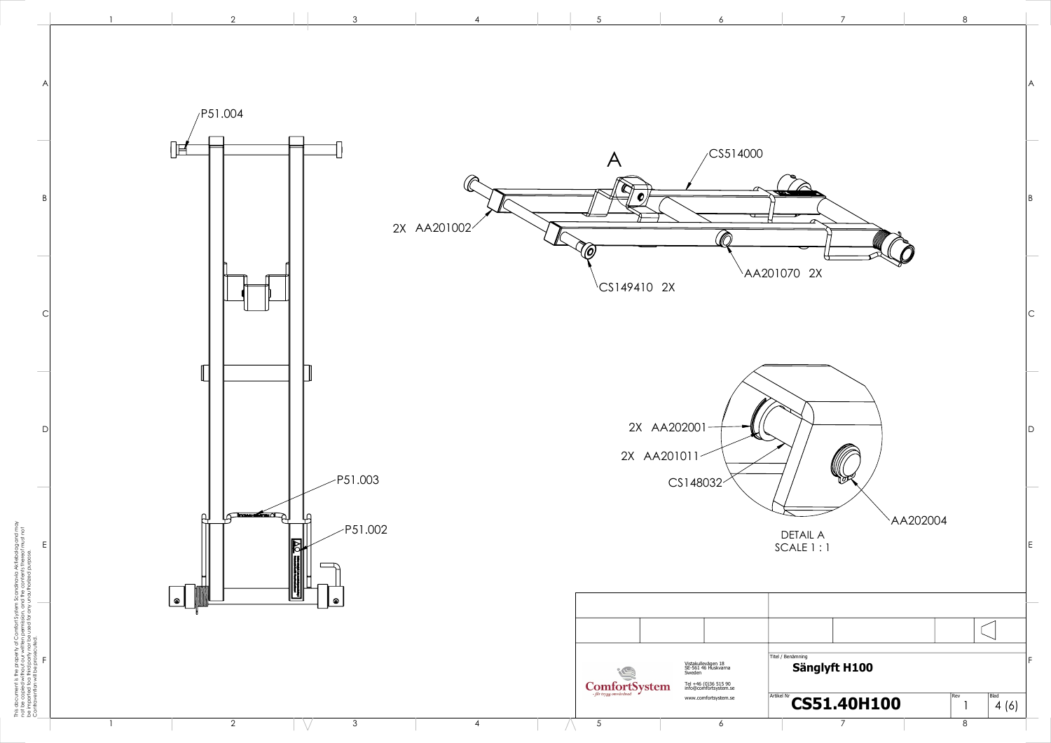P51.004

A

CS514000

2X AA201002

CS149410 2X

AA201070 2X

2X AA202001

2X AA201011

CS148032

AA202004

P51.003

P51.002

DETAIL A
SCALE 1 : 1

This document is the property of ComfortSystem Scandinavia Aktiebolag and may not be copied without our written permission, and the contents thereof must not be imparted to a third party not be used for any unauthorized purpose. Contravention will be prosecuted.

ComfortSystem
– för trygg omvårdnad

Vistakullevägen 18
SE-561 46 Huskvarna
Sweden

Tel +46 (0)36 515 90
info@comfortsystem.se

www.comfortsystem.se

| Titel / Benämning | | |
|---|---|---|
| **Sänglyft H100** | | |
| **Artikel Nr** | **Rev** | **Blad** |
| **CS51.40H100** | 1 | 4 (6) |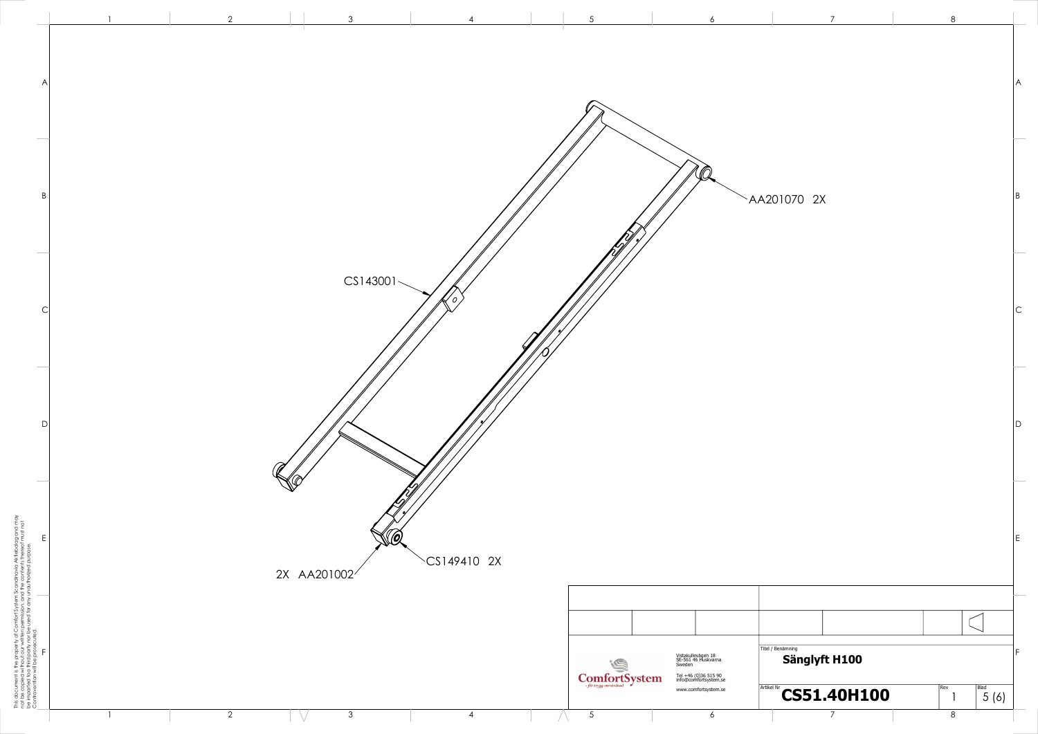CS143001

AA201070 2X

2X AA201002

CS149410 2X

This document is the property of Comfort System Scandinavia Aktiebolag and may not be copied without our written permission, and the contents thereof must not be imparted to a third party nor be used for any unauthorized purpose. Contravention will be prosecuted.

| | |
|---|---|
| ComfortSystem – för trygg omvårdnad | Vistakullevägen 18 SE-561 46 Huskvarna Sweden Tel +46 (0)36 515 90 info@comfortsystem.se www.comfortsystem.se |

| Titel / Benämning | | |
|---|---|---|
| **Sänglyft H100** | | |
| **Artikel Nr** | **Rev** | **Blad** |
| **CS51.40H100** | 1 | 5 (6) |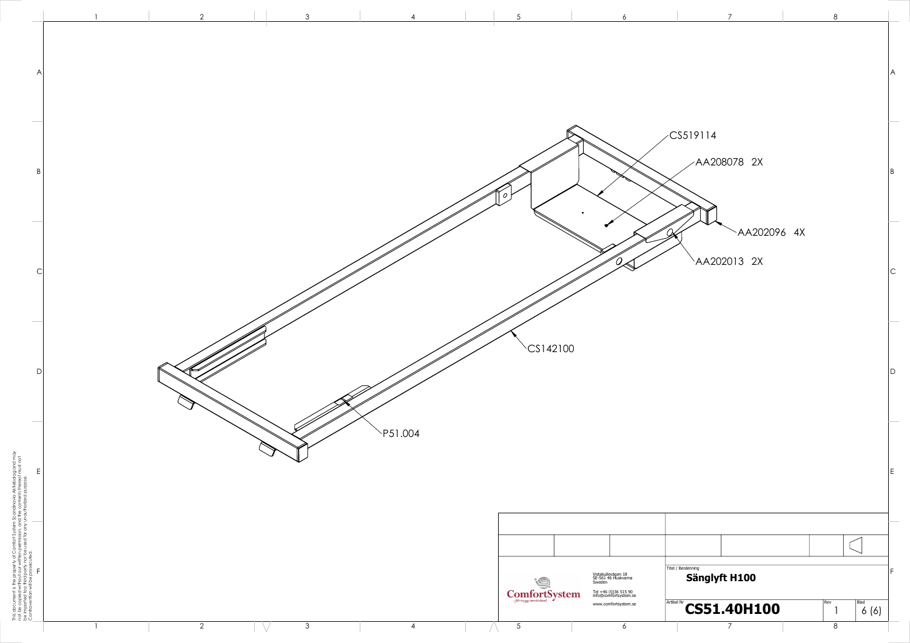CS519114

AA208078 2X

AA202096 4X

AA202013 2X

CS142100

P51.004

This document is the property of Comfort System Scandinavia Aktiebolag and may not be copied without our written permission, and the contents thereof must not be imparted to a third party nor be used for any unauthorized purpose. Contravention will be prosecuted.

| | |
|---|---|
| ComfortSystem – för trygg omvårdnad | Vistakullevägen 18, SE-561 46 Huskvarna, Sweden<br>Tel +46 (0)36 515 90<br>info@comfortsystem.se<br>www.comfortsystem.se |
| Titel / Benämning | **Sänglyft H100** |
| Artikel Nr | **CS51.40H100** |
| Rev | 1 |
| Blad | 6 (6) |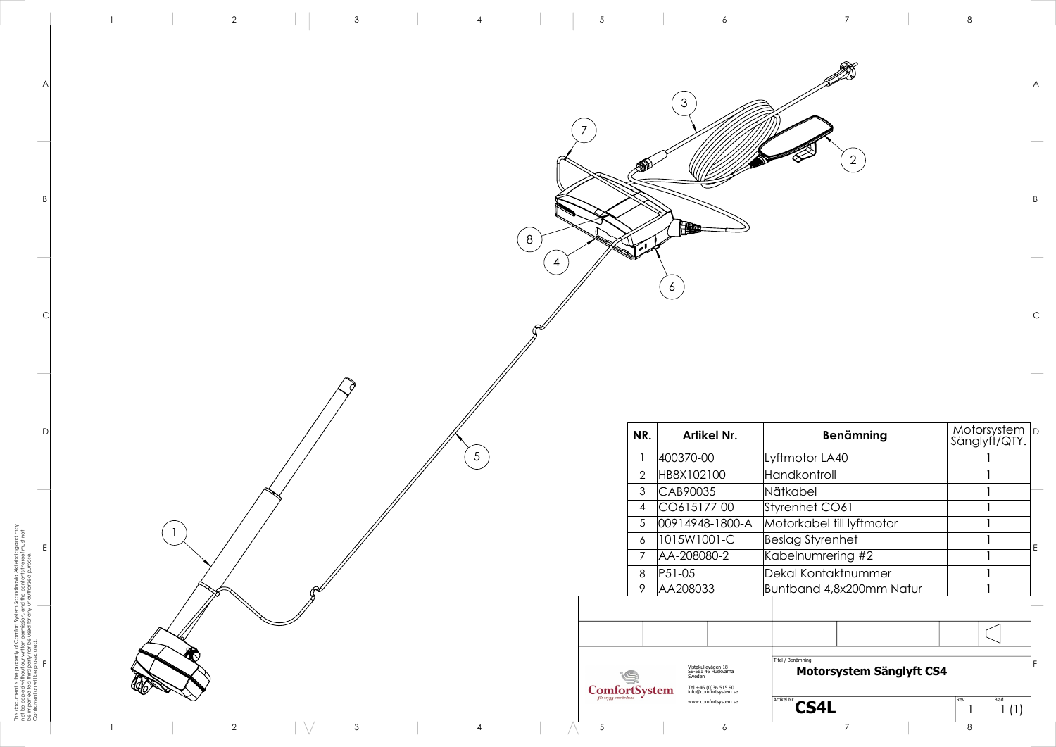| NR. | Artikel Nr. | Benämning | Motorsystem Sänglyft/QTY. |
|---|---|---|---|
| 1 | 400370-00 | Lyftmotor LA40 | 1 |
| 2 | HB8X102100 | Handkontroll | 1 |
| 3 | CAB90035 | Nätkabel | 1 |
| 4 | CO615177-00 | Styrenhet CO61 | 1 |
| 5 | 00914948-1800-A | Motorkabel till lyftmotor | 1 |
| 6 | 1015W1001-C | Beslag Styrenhet | 1 |
| 7 | AA-208080-2 | Kabelnumrering #2 | 1 |
| 8 | P51-05 | Dekal Kontaktnummer | 1 |
| 9 | AA208033 | Buntband 4,8x200mm Natur | 1 |

ComfortSystem
– för trygg omvårdnad

Vistakullevägen 18
SE-561 46 Huskvarna
Sweden

Tel +46 (0)36 515 90
info@comfortsystem.se

www.comfortsystem.se

Titel / Benämning
**Motorsystem Sänglyft CS4**

Artikel Nr
**CS4L**

Rev
1

Blad
1 (1)

This document is the property of Comfort System Scandinavia Aktiebolag and may not be copied without our written permission, and the contents thereof must not be imparted to a third party nor be used for any unauthorized purpose. Contravention will be prosecuted.